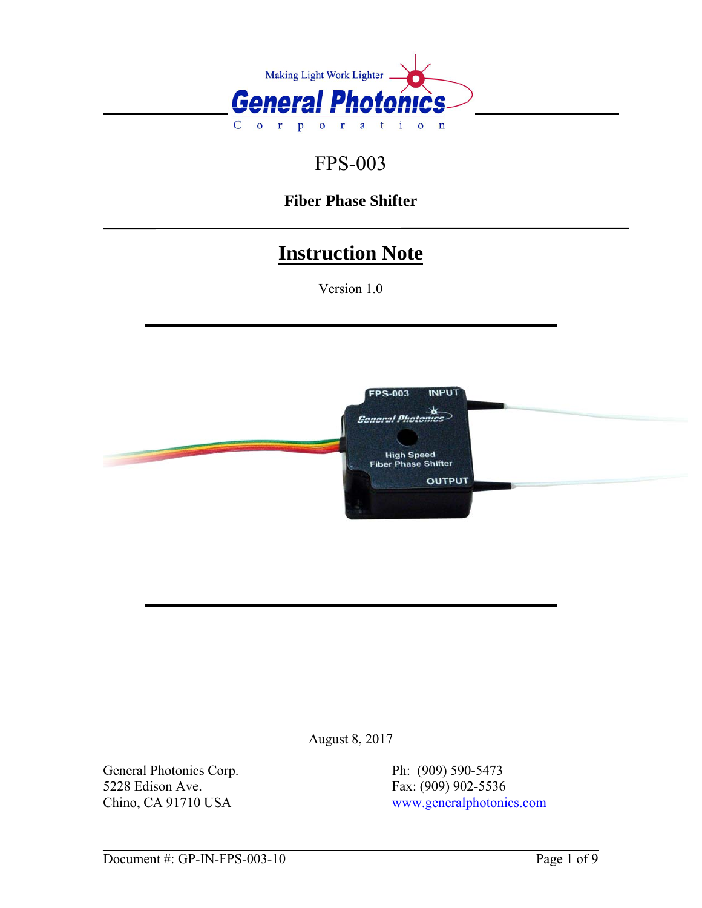Making Light Work Lighter

General Photonics

Corporation

# FPS-003

**Fiber Phase Shifter**

## Instruction Note

Version 1.0

August 8, 2017

General Photonics Corp.
5228 Edison Ave.
Chino, CA 91710 USA

Ph: (909) 590-5473
Fax: (909) 902-5536
www.generalphotonics.com

Document #: GP-IN-FPS-003-10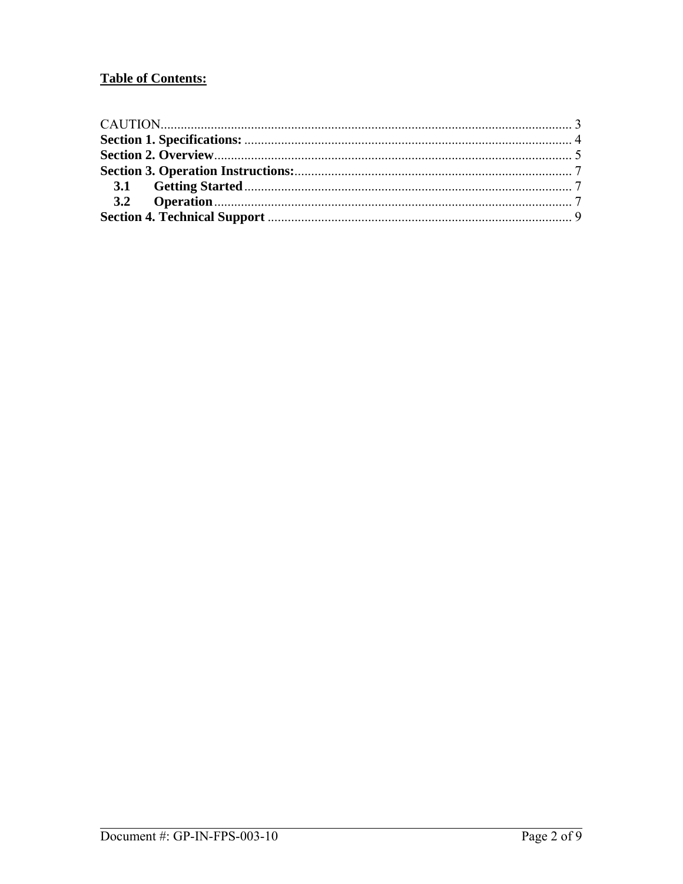**Table of Contents:**

CAUTION.......................................................................................................................... 3
**Section 1. Specifications:** ................................................................................................. 4
**Section 2. Overview**.......................................................................................................... 5
**Section 3. Operation Instructions:**................................................................................... 7
  **3.1 Getting Started** ................................................................................................... 7
  **3.2 Operation**............................................................................................................ 7
**Section 4. Technical Support** ........................................................................................... 9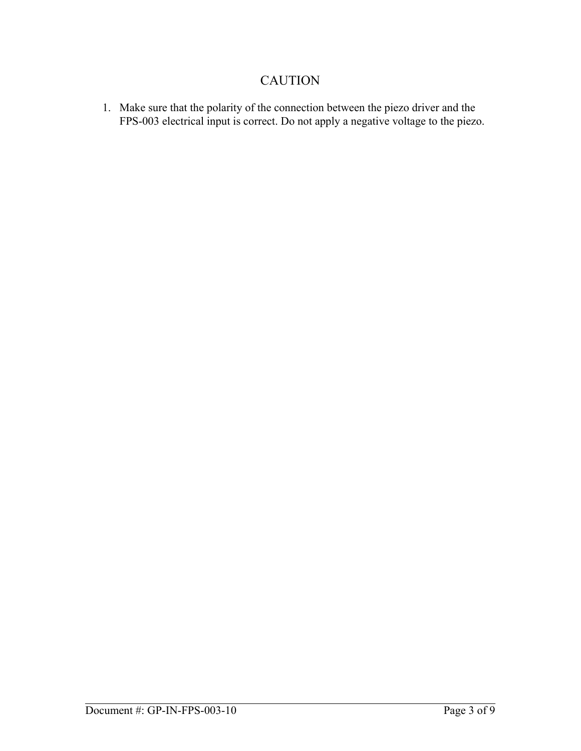# CAUTION

1. Make sure that the polarity of the connection between the piezo driver and the FPS-003 electrical input is correct. Do not apply a negative voltage to the piezo.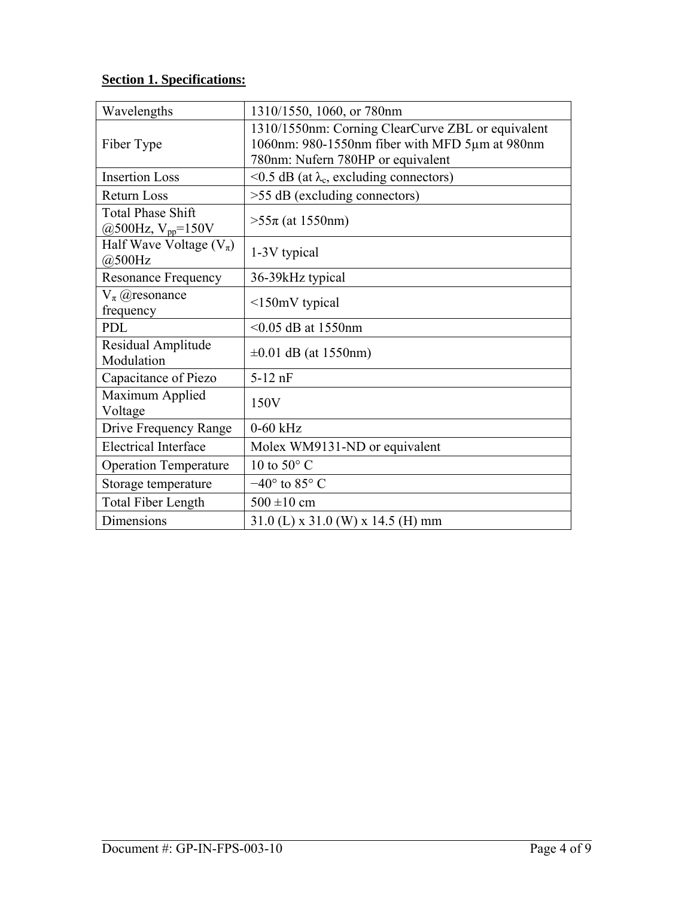**Section 1. Specifications:**

| | |
|---|---|
| Wavelengths | 1310/1550, 1060, or 780nm |
| Fiber Type | 1310/1550nm: Corning ClearCurve ZBL or equivalent<br>1060nm: 980-1550nm fiber with MFD 5µm at 980nm<br>780nm: Nufern 780HP or equivalent |
| Insertion Loss | <0.5 dB (at $\lambda_c$, excluding connectors) |
| Return Loss | >55 dB (excluding connectors) |
| Total Phase Shift @500Hz, $V_{pp}$=150V | >55π (at 1550nm) |
| Half Wave Voltage ($V_\pi$) @500Hz | 1-3V typical |
| Resonance Frequency | 36-39kHz typical |
| $V_\pi$ @resonance frequency | <150mV typical |
| PDL | <0.05 dB at 1550nm |
| Residual Amplitude Modulation | ±0.01 dB (at 1550nm) |
| Capacitance of Piezo | 5-12 nF |
| Maximum Applied Voltage | 150V |
| Drive Frequency Range | 0-60 kHz |
| Electrical Interface | Molex WM9131-ND or equivalent |
| Operation Temperature | 10 to 50° C |
| Storage temperature | −40° to 85° C |
| Total Fiber Length | 500 ±10 cm |
| Dimensions | 31.0 (L) x 31.0 (W) x 14.5 (H) mm |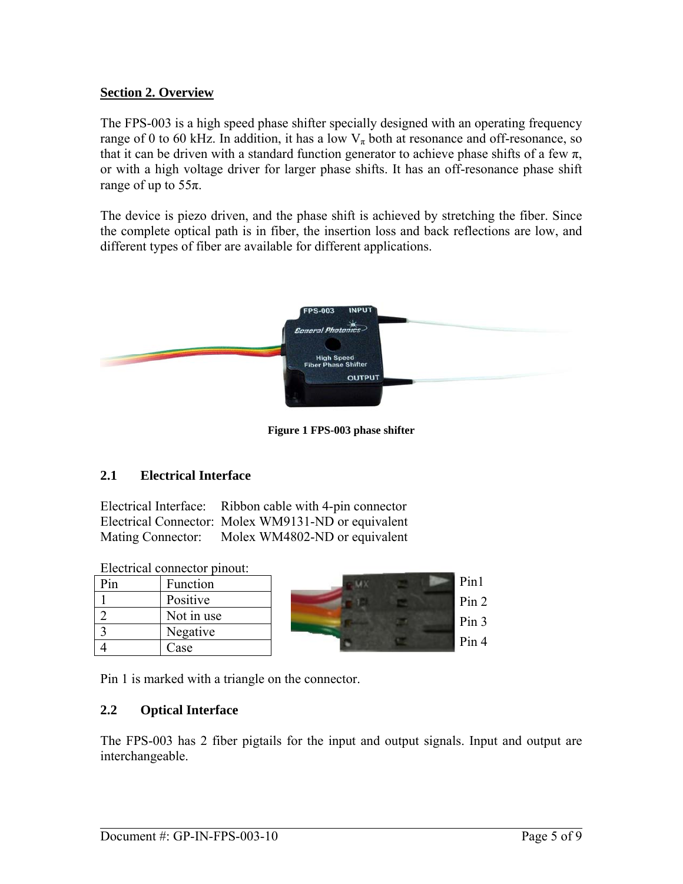## Section 2. Overview

The FPS-003 is a high speed phase shifter specially designed with an operating frequency range of 0 to 60 kHz. In addition, it has a low $V_\pi$ both at resonance and off-resonance, so that it can be driven with a standard function generator to achieve phase shifts of a few $\pi$, or with a high voltage driver for larger phase shifts. It has an off-resonance phase shift range of up to $55\pi$.

The device is piezo driven, and the phase shift is achieved by stretching the fiber. Since the complete optical path is in fiber, the insertion loss and back reflections are low, and different types of fiber are available for different applications.

Figure 1 FPS-003 phase shifter

### 2.1 Electrical Interface

Electrical Interface: Ribbon cable with 4-pin connector
Electrical Connector: Molex WM9131-ND or equivalent
Mating Connector: Molex WM4802-ND or equivalent

Electrical connector pinout:

| Pin | Function |
|---|---|
| 1 | Positive |
| 2 | Not in use |
| 3 | Negative |
| 4 | Case |

Pin1
Pin 2
Pin 3
Pin 4

Pin 1 is marked with a triangle on the connector.

### 2.2 Optical Interface

The FPS-003 has 2 fiber pigtails for the input and output signals. Input and output are interchangeable.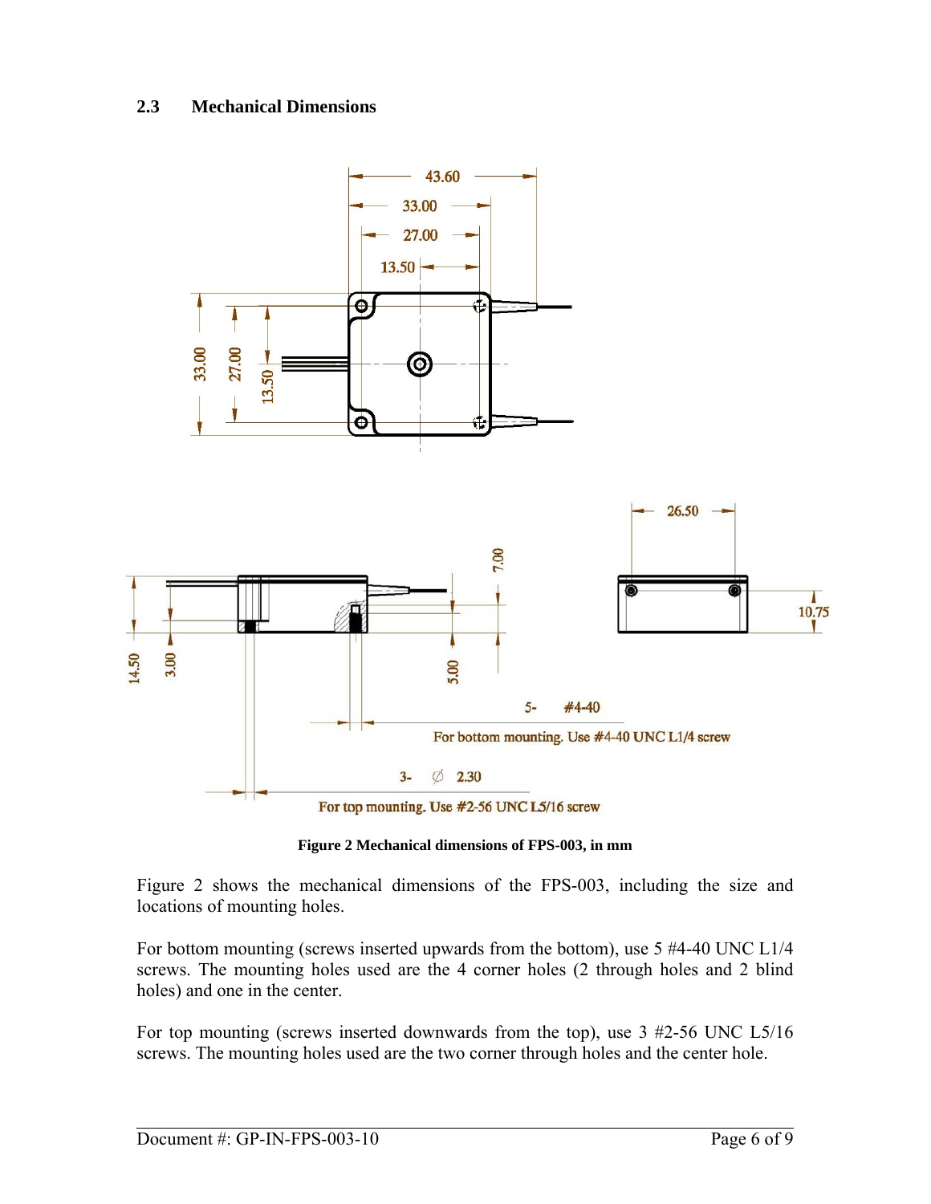## 2.3 Mechanical Dimensions

**Figure 2 Mechanical dimensions of FPS-003, in mm**

Figure 2 shows the mechanical dimensions of the FPS-003, including the size and locations of mounting holes.

For bottom mounting (screws inserted upwards from the bottom), use 5 #4-40 UNC L1/4 screws. The mounting holes used are the 4 corner holes (2 through holes and 2 blind holes) and one in the center.

For top mounting (screws inserted downwards from the top), use 3 #2-56 UNC L5/16 screws. The mounting holes used are the two corner through holes and the center hole.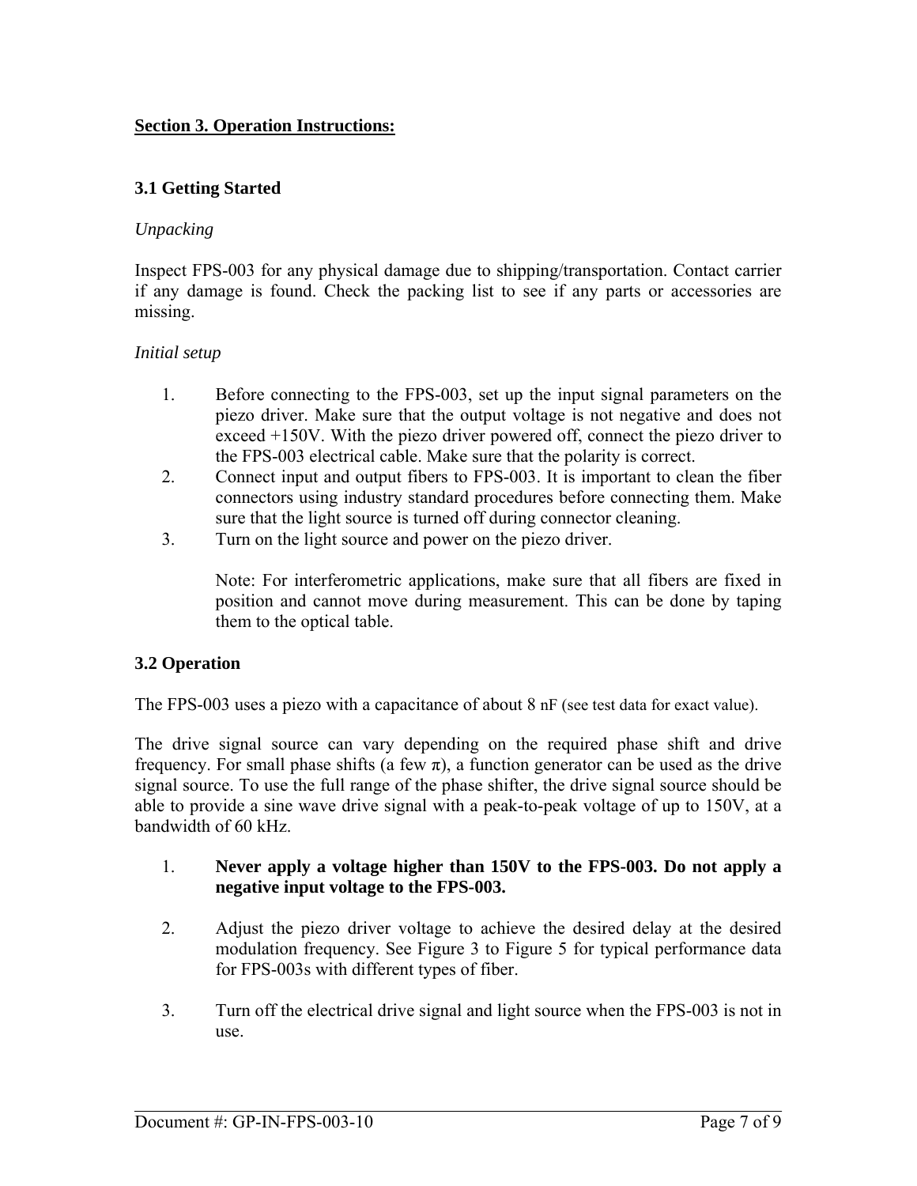## Section 3. Operation Instructions:

### 3.1 Getting Started

*Unpacking*

Inspect FPS-003 for any physical damage due to shipping/transportation. Contact carrier if any damage is found. Check the packing list to see if any parts or accessories are missing.

*Initial setup*

1. Before connecting to the FPS-003, set up the input signal parameters on the piezo driver. Make sure that the output voltage is not negative and does not exceed +150V. With the piezo driver powered off, connect the piezo driver to the FPS-003 electrical cable. Make sure that the polarity is correct.
2. Connect input and output fibers to FPS-003. It is important to clean the fiber connectors using industry standard procedures before connecting them. Make sure that the light source is turned off during connector cleaning.
3. Turn on the light source and power on the piezo driver.

   Note: For interferometric applications, make sure that all fibers are fixed in position and cannot move during measurement. This can be done by taping them to the optical table.

### 3.2 Operation

The FPS-003 uses a piezo with a capacitance of about 8 nF (see test data for exact value).

The drive signal source can vary depending on the required phase shift and drive frequency. For small phase shifts (a few π), a function generator can be used as the drive signal source. To use the full range of the phase shifter, the drive signal source should be able to provide a sine wave drive signal with a peak-to-peak voltage of up to 150V, at a bandwidth of 60 kHz.

1. **Never apply a voltage higher than 150V to the FPS-003. Do not apply a negative input voltage to the FPS-003.**

2. Adjust the piezo driver voltage to achieve the desired delay at the desired modulation frequency. See Figure 3 to Figure 5 for typical performance data for FPS-003s with different types of fiber.

3. Turn off the electrical drive signal and light source when the FPS-003 is not in use.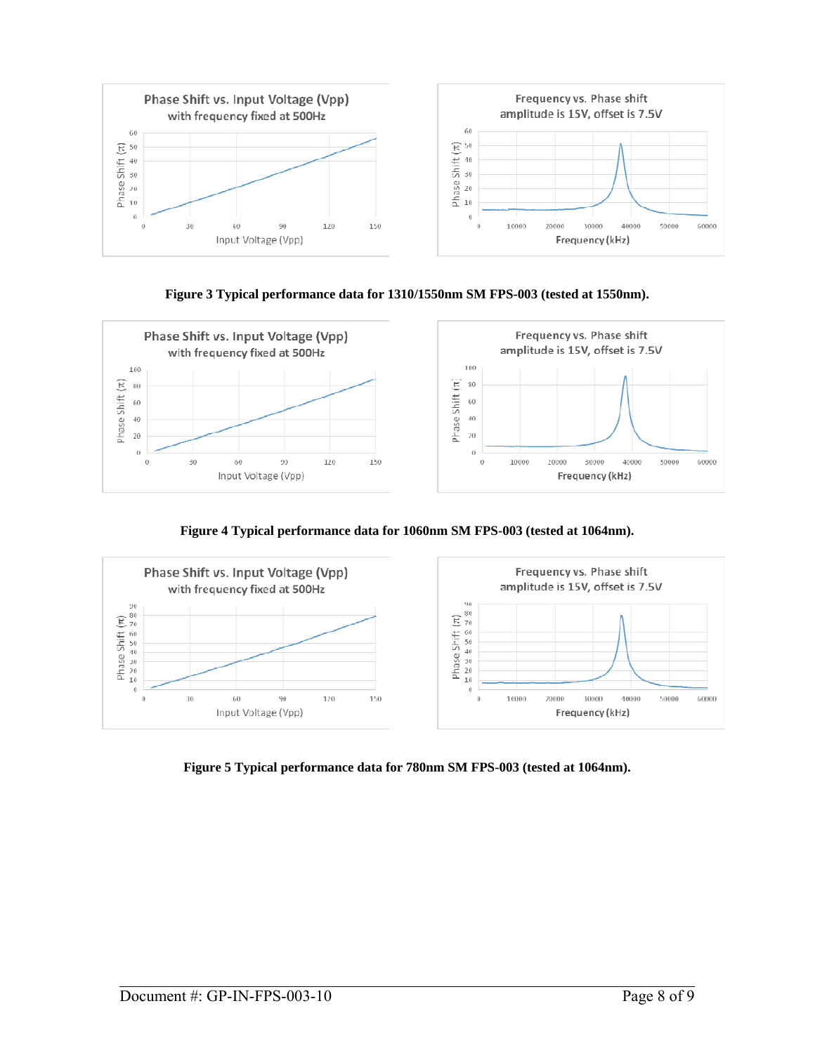Figure 3 Typical performance data for 1310/1550nm SM FPS-003 (tested at 1550nm).

Figure 4 Typical performance data for 1060nm SM FPS-003 (tested at 1064nm).

Figure 5 Typical performance data for 780nm SM FPS-003 (tested at 1064nm).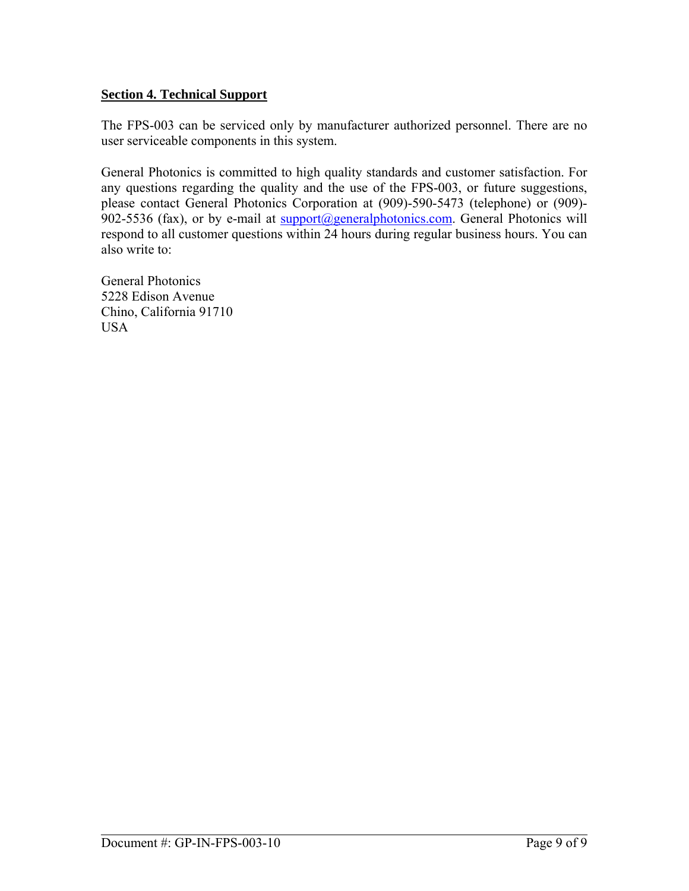## Section 4. Technical Support

The FPS-003 can be serviced only by manufacturer authorized personnel. There are no user serviceable components in this system.

General Photonics is committed to high quality standards and customer satisfaction. For any questions regarding the quality and the use of the FPS-003, or future suggestions, please contact General Photonics Corporation at (909)-590-5473 (telephone) or (909)-902-5536 (fax), or by e-mail at support@generalphotonics.com. General Photonics will respond to all customer questions within 24 hours during regular business hours. You can also write to:

General Photonics
5228 Edison Avenue
Chino, California 91710
USA